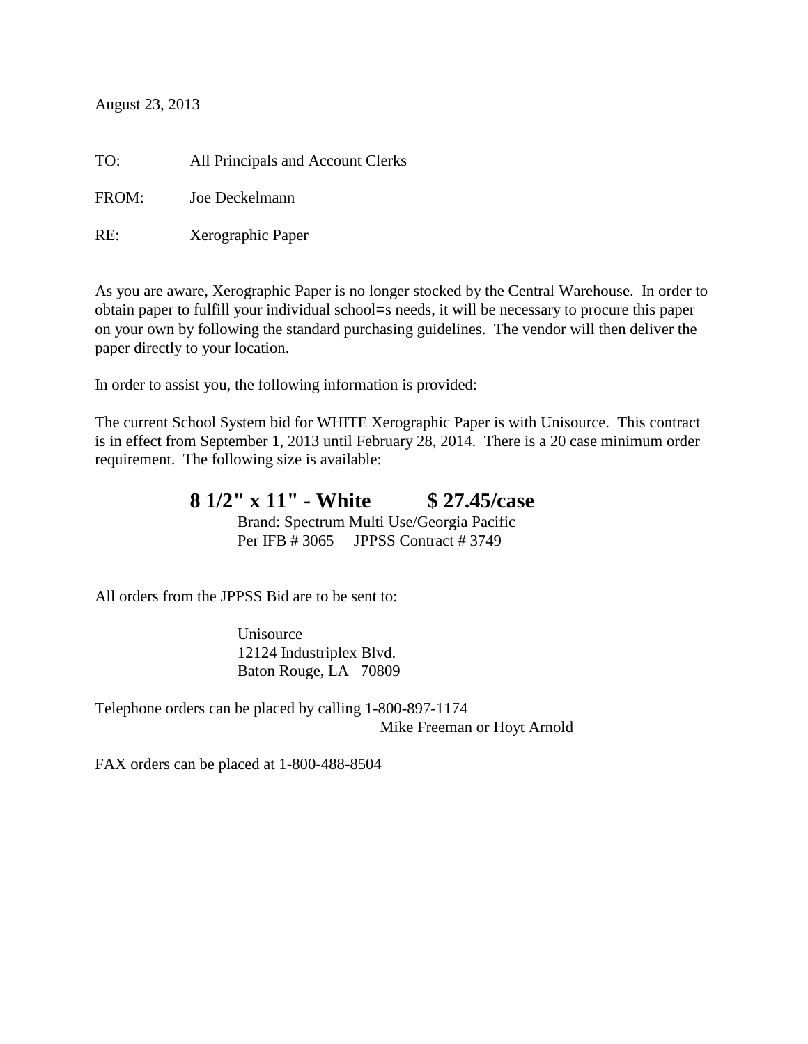August 23, 2013

TO: All Principals and Account Clerks

FROM: Joe Deckelmann

RE: Xerographic Paper

As you are aware, Xerographic Paper is no longer stocked by the Central Warehouse. In order to obtain paper to fulfill your individual school=s needs, it will be necessary to procure this paper on your own by following the standard purchasing guidelines. The vendor will then deliver the paper directly to your location.

In order to assist you, the following information is provided:

The current School System bid for WHITE Xerographic Paper is with Unisource. This contract is in effect from September 1, 2013 until February 28, 2014. There is a 20 case minimum order requirement. The following size is available:

**8 1/2" x 11" - White $ 27.45/case**

Brand: Spectrum Multi Use/Georgia Pacific
Per IFB # 3065 JPPSS Contract # 3749

All orders from the JPPSS Bid are to be sent to:

Unisource
12124 Industriplex Blvd.
Baton Rouge, LA 70809

Telephone orders can be placed by calling 1-800-897-1174
Mike Freeman or Hoyt Arnold

FAX orders can be placed at 1-800-488-8504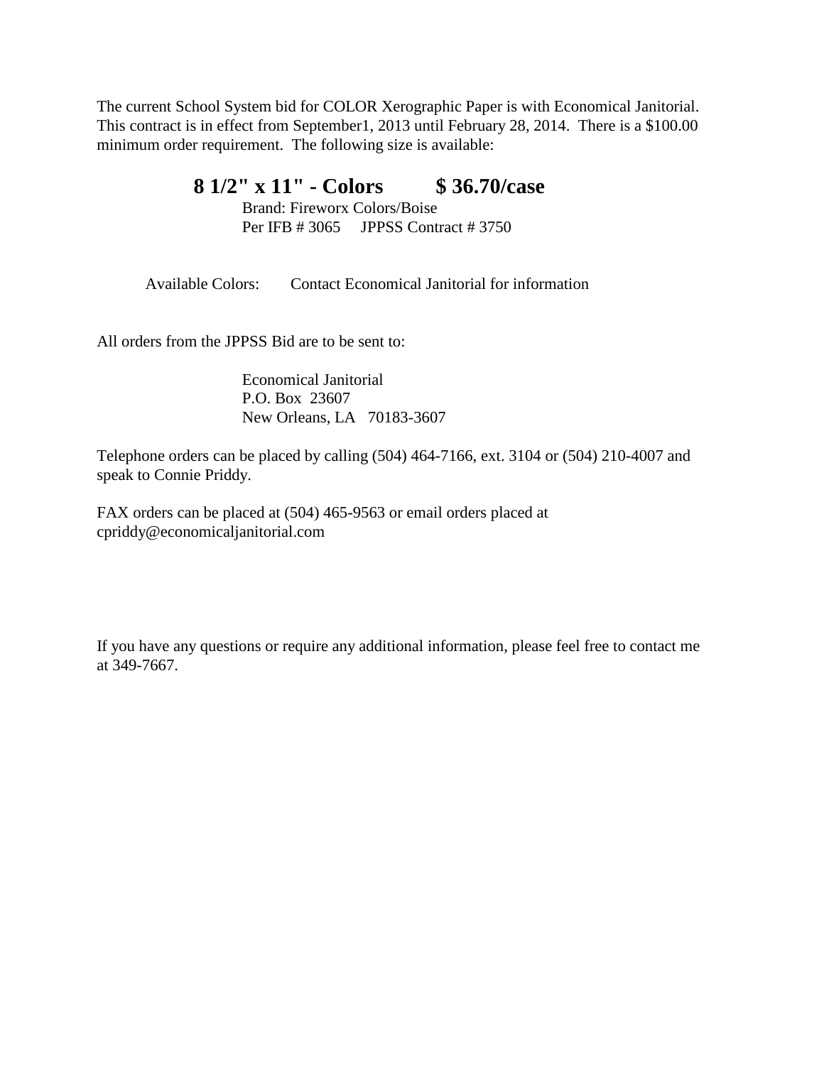The current School System bid for COLOR Xerographic Paper is with Economical Janitorial. This contract is in effect from September1, 2013 until February 28, 2014. There is a $100.00 minimum order requirement. The following size is available:

**8 1/2" x 11" - Colors $ 36.70/case**

Brand: Fireworx Colors/Boise
Per IFB # 3065 JPPSS Contract # 3750

Available Colors: Contact Economical Janitorial for information

All orders from the JPPSS Bid are to be sent to:

Economical Janitorial
P.O. Box 23607
New Orleans, LA 70183-3607

Telephone orders can be placed by calling (504) 464-7166, ext. 3104 or (504) 210-4007 and speak to Connie Priddy.

FAX orders can be placed at (504) 465-9563 or email orders placed at cpriddy@economicaljanitorial.com

If you have any questions or require any additional information, please feel free to contact me at 349-7667.